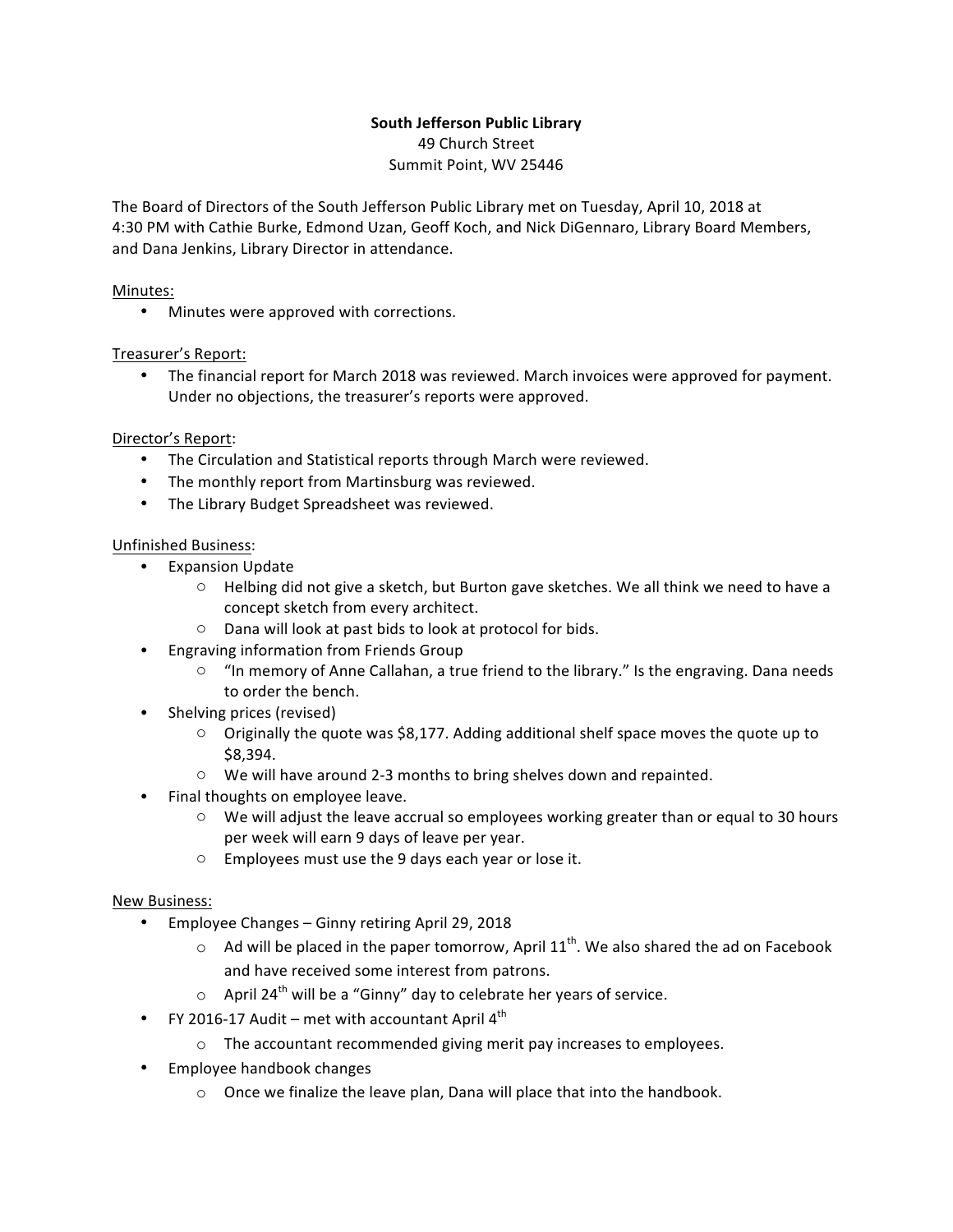**South Jefferson Public Library**

49 Church Street

Summit Point, WV 25446

The Board of Directors of the South Jefferson Public Library met on Tuesday, April 10, 2018 at 4:30 PM with Cathie Burke, Edmond Uzan, Geoff Koch, and Nick DiGennaro, Library Board Members, and Dana Jenkins, Library Director in attendance.

Minutes:

- Minutes were approved with corrections.

Treasurer's Report:

- The financial report for March 2018 was reviewed. March invoices were approved for payment. Under no objections, the treasurer's reports were approved.

Director's Report:

- The Circulation and Statistical reports through March were reviewed.
- The monthly report from Martinsburg was reviewed.
- The Library Budget Spreadsheet was reviewed.

Unfinished Business:

- Expansion Update
    - Helbing did not give a sketch, but Burton gave sketches. We all think we need to have a concept sketch from every architect.
    - Dana will look at past bids to look at protocol for bids.
- Engraving information from Friends Group
    - "In memory of Anne Callahan, a true friend to the library." Is the engraving. Dana needs to order the bench.
- Shelving prices (revised)
    - Originally the quote was $8,177. Adding additional shelf space moves the quote up to $8,394.
    - We will have around 2-3 months to bring shelves down and repainted.
- Final thoughts on employee leave.
    - We will adjust the leave accrual so employees working greater than or equal to 30 hours per week will earn 9 days of leave per year.
    - Employees must use the 9 days each year or lose it.

New Business:

- Employee Changes – Ginny retiring April 29, 2018
    - Ad will be placed in the paper tomorrow, April 11th. We also shared the ad on Facebook and have received some interest from patrons.
    - April 24th will be a "Ginny" day to celebrate her years of service.
- FY 2016-17 Audit – met with accountant April 4th
    - The accountant recommended giving merit pay increases to employees.
- Employee handbook changes
    - Once we finalize the leave plan, Dana will place that into the handbook.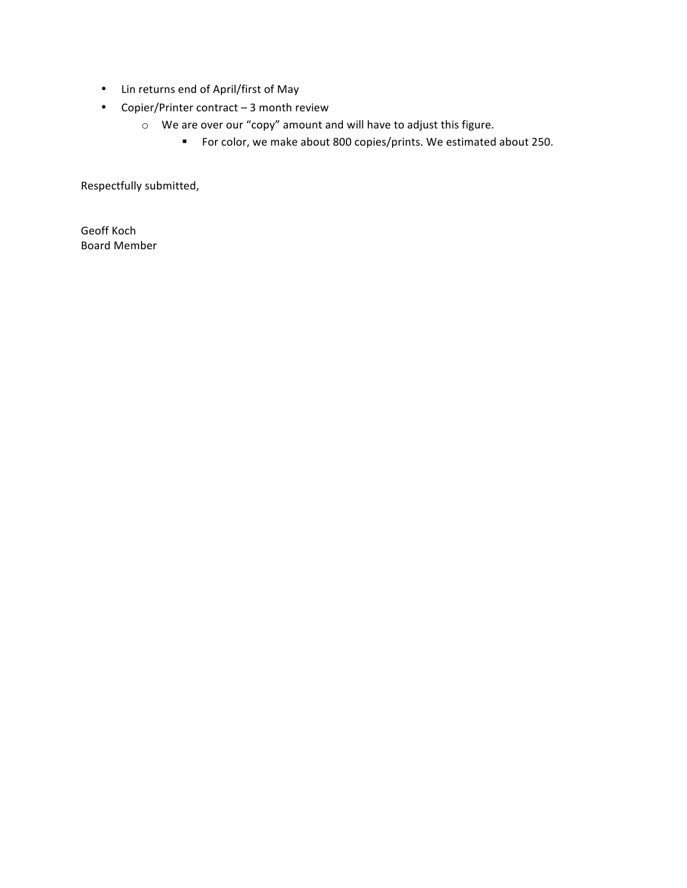- Lin returns end of April/first of May
- Copier/Printer contract – 3 month review
    - We are over our "copy" amount and will have to adjust this figure.
        - For color, we make about 800 copies/prints. We estimated about 250.

Respectfully submitted,

Geoff Koch
Board Member